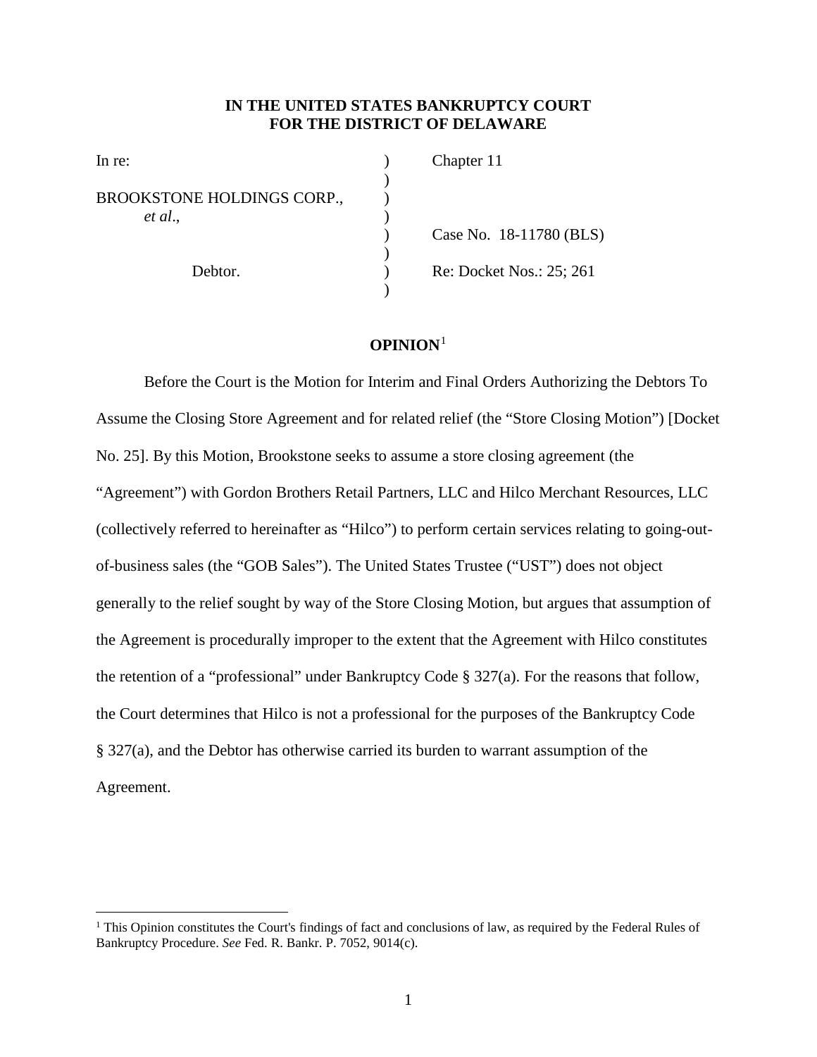**IN THE UNITED STATES BANKRUPTCY COURT**
**FOR THE DISTRICT OF DELAWARE**

| | | |
|---|---|---|
| In re: | ) | Chapter 11 |
| | ) | |
| BROOKSTONE HOLDINGS CORP., *et al*., | ) | |
| | ) | Case No. 18-11780 (BLS) |
| Debtor. | ) | Re: Docket Nos.: 25; 261 |
| | ) | |

**OPINION**[1]

Before the Court is the Motion for Interim and Final Orders Authorizing the Debtors To Assume the Closing Store Agreement and for related relief (the "Store Closing Motion") [Docket No. 25]. By this Motion, Brookstone seeks to assume a store closing agreement (the "Agreement") with Gordon Brothers Retail Partners, LLC and Hilco Merchant Resources, LLC (collectively referred to hereinafter as "Hilco") to perform certain services relating to going-out-of-business sales (the "GOB Sales"). The United States Trustee ("UST") does not object generally to the relief sought by way of the Store Closing Motion, but argues that assumption of the Agreement is procedurally improper to the extent that the Agreement with Hilco constitutes the retention of a "professional" under Bankruptcy Code § 327(a). For the reasons that follow, the Court determines that Hilco is not a professional for the purposes of the Bankruptcy Code § 327(a), and the Debtor has otherwise carried its burden to warrant assumption of the Agreement.

[1] This Opinion constitutes the Court's findings of fact and conclusions of law, as required by the Federal Rules of Bankruptcy Procedure. *See* Fed. R. Bankr. P. 7052, 9014(c).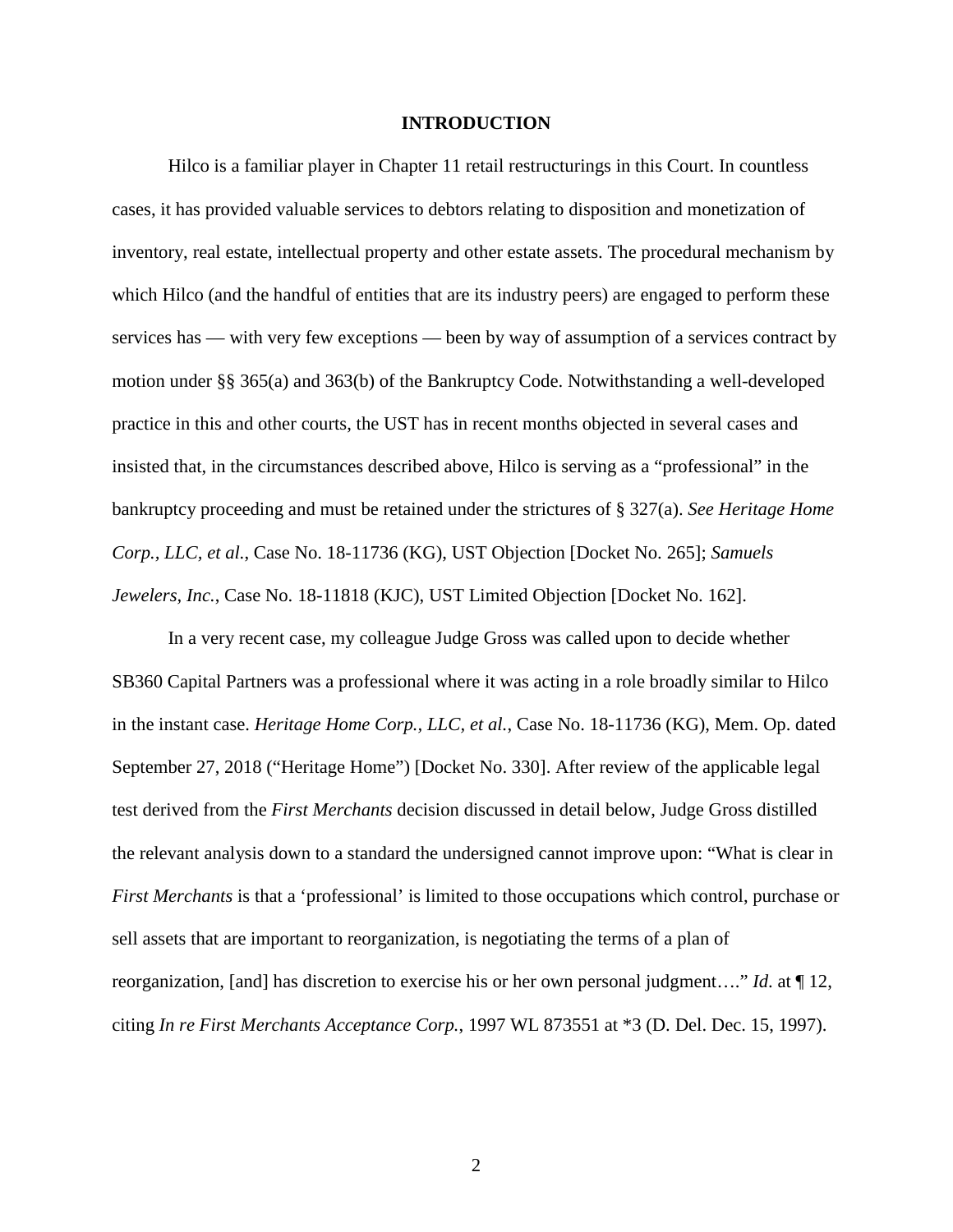## INTRODUCTION

Hilco is a familiar player in Chapter 11 retail restructurings in this Court. In countless cases, it has provided valuable services to debtors relating to disposition and monetization of inventory, real estate, intellectual property and other estate assets. The procedural mechanism by which Hilco (and the handful of entities that are its industry peers) are engaged to perform these services has — with very few exceptions — been by way of assumption of a services contract by motion under §§ 365(a) and 363(b) of the Bankruptcy Code. Notwithstanding a well-developed practice in this and other courts, the UST has in recent months objected in several cases and insisted that, in the circumstances described above, Hilco is serving as a "professional" in the bankruptcy proceeding and must be retained under the strictures of § 327(a). *See Heritage Home Corp., LLC, et al.*, Case No. 18-11736 (KG), UST Objection [Docket No. 265]; *Samuels Jewelers, Inc.*, Case No. 18-11818 (KJC), UST Limited Objection [Docket No. 162].

In a very recent case, my colleague Judge Gross was called upon to decide whether SB360 Capital Partners was a professional where it was acting in a role broadly similar to Hilco in the instant case. *Heritage Home Corp., LLC, et al.*, Case No. 18-11736 (KG), Mem. Op. dated September 27, 2018 ("Heritage Home") [Docket No. 330]. After review of the applicable legal test derived from the *First Merchants* decision discussed in detail below, Judge Gross distilled the relevant analysis down to a standard the undersigned cannot improve upon: "What is clear in *First Merchants* is that a 'professional' is limited to those occupations which control, purchase or sell assets that are important to reorganization, is negotiating the terms of a plan of reorganization, [and] has discretion to exercise his or her own personal judgment…." *Id.* at ¶ 12, citing *In re First Merchants Acceptance Corp.*, 1997 WL 873551 at *3 (D. Del. Dec. 15, 1997).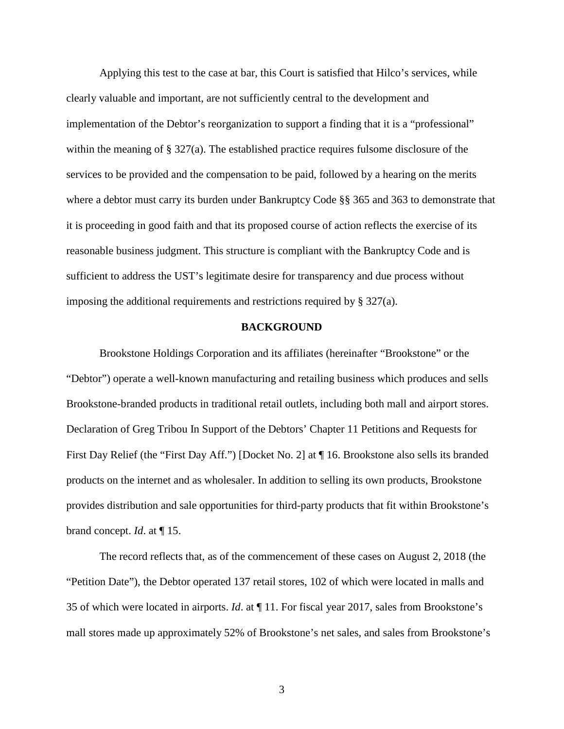Applying this test to the case at bar, this Court is satisfied that Hilco's services, while clearly valuable and important, are not sufficiently central to the development and implementation of the Debtor's reorganization to support a finding that it is a "professional" within the meaning of § 327(a). The established practice requires fulsome disclosure of the services to be provided and the compensation to be paid, followed by a hearing on the merits where a debtor must carry its burden under Bankruptcy Code §§ 365 and 363 to demonstrate that it is proceeding in good faith and that its proposed course of action reflects the exercise of its reasonable business judgment. This structure is compliant with the Bankruptcy Code and is sufficient to address the UST's legitimate desire for transparency and due process without imposing the additional requirements and restrictions required by § 327(a).

## BACKGROUND

Brookstone Holdings Corporation and its affiliates (hereinafter "Brookstone" or the "Debtor") operate a well-known manufacturing and retailing business which produces and sells Brookstone-branded products in traditional retail outlets, including both mall and airport stores. Declaration of Greg Tribou In Support of the Debtors' Chapter 11 Petitions and Requests for First Day Relief (the "First Day Aff.") [Docket No. 2] at ¶ 16. Brookstone also sells its branded products on the internet and as wholesaler. In addition to selling its own products, Brookstone provides distribution and sale opportunities for third-party products that fit within Brookstone's brand concept. *Id*. at ¶ 15.

The record reflects that, as of the commencement of these cases on August 2, 2018 (the "Petition Date"), the Debtor operated 137 retail stores, 102 of which were located in malls and 35 of which were located in airports. *Id*. at ¶ 11. For fiscal year 2017, sales from Brookstone's mall stores made up approximately 52% of Brookstone's net sales, and sales from Brookstone's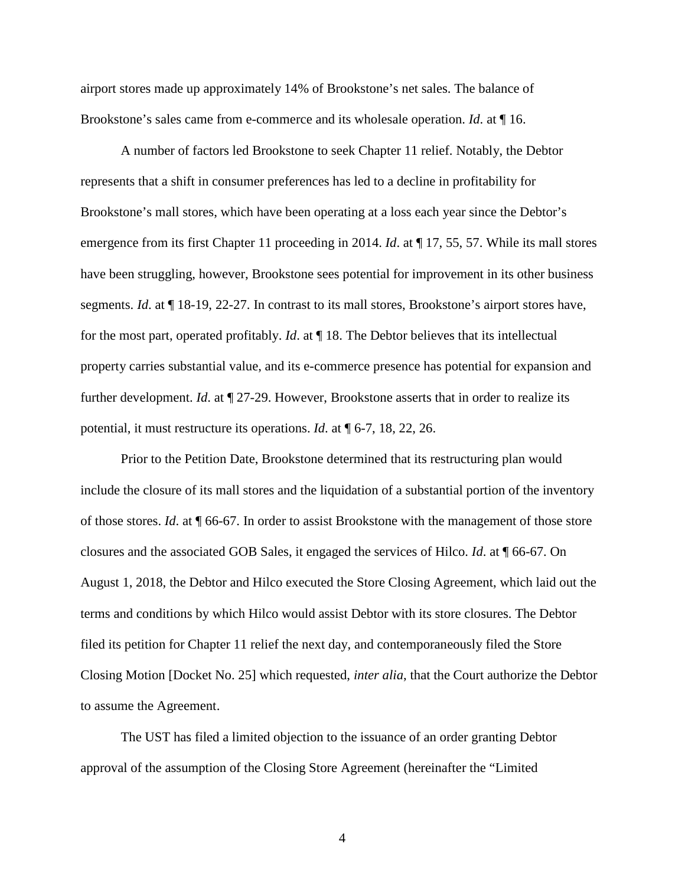airport stores made up approximately 14% of Brookstone's net sales. The balance of Brookstone's sales came from e-commerce and its wholesale operation. *Id.* at ¶ 16.

A number of factors led Brookstone to seek Chapter 11 relief. Notably, the Debtor represents that a shift in consumer preferences has led to a decline in profitability for Brookstone's mall stores, which have been operating at a loss each year since the Debtor's emergence from its first Chapter 11 proceeding in 2014. *Id*. at ¶ 17, 55, 57. While its mall stores have been struggling, however, Brookstone sees potential for improvement in its other business segments. *Id*. at ¶ 18-19, 22-27. In contrast to its mall stores, Brookstone's airport stores have, for the most part, operated profitably. *Id*. at ¶ 18. The Debtor believes that its intellectual property carries substantial value, and its e-commerce presence has potential for expansion and further development. *Id.* at ¶ 27-29. However, Brookstone asserts that in order to realize its potential, it must restructure its operations. *Id*. at ¶ 6-7, 18, 22, 26.

Prior to the Petition Date, Brookstone determined that its restructuring plan would include the closure of its mall stores and the liquidation of a substantial portion of the inventory of those stores. *Id.* at ¶ 66-67. In order to assist Brookstone with the management of those store closures and the associated GOB Sales, it engaged the services of Hilco. *Id*. at ¶ 66-67. On August 1, 2018, the Debtor and Hilco executed the Store Closing Agreement, which laid out the terms and conditions by which Hilco would assist Debtor with its store closures. The Debtor filed its petition for Chapter 11 relief the next day, and contemporaneously filed the Store Closing Motion [Docket No. 25] which requested, *inter alia*, that the Court authorize the Debtor to assume the Agreement.

The UST has filed a limited objection to the issuance of an order granting Debtor approval of the assumption of the Closing Store Agreement (hereinafter the "Limited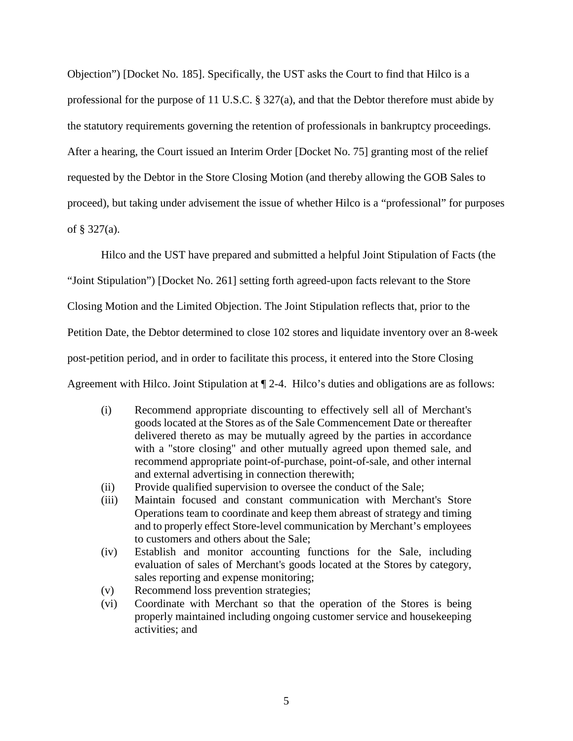Objection") [Docket No. 185]. Specifically, the UST asks the Court to find that Hilco is a professional for the purpose of 11 U.S.C. § 327(a), and that the Debtor therefore must abide by the statutory requirements governing the retention of professionals in bankruptcy proceedings. After a hearing, the Court issued an Interim Order [Docket No. 75] granting most of the relief requested by the Debtor in the Store Closing Motion (and thereby allowing the GOB Sales to proceed), but taking under advisement the issue of whether Hilco is a "professional" for purposes of § 327(a).

Hilco and the UST have prepared and submitted a helpful Joint Stipulation of Facts (the "Joint Stipulation") [Docket No. 261] setting forth agreed-upon facts relevant to the Store Closing Motion and the Limited Objection. The Joint Stipulation reflects that, prior to the Petition Date, the Debtor determined to close 102 stores and liquidate inventory over an 8-week post-petition period, and in order to facilitate this process, it entered into the Store Closing Agreement with Hilco. Joint Stipulation at ¶ 2-4. Hilco's duties and obligations are as follows:

> (i) Recommend appropriate discounting to effectively sell all of Merchant's goods located at the Stores as of the Sale Commencement Date or thereafter delivered thereto as may be mutually agreed by the parties in accordance with a "store closing" and other mutually agreed upon themed sale, and recommend appropriate point-of-purchase, point-of-sale, and other internal and external advertising in connection therewith;
>
> (ii) Provide qualified supervision to oversee the conduct of the Sale;
>
> (iii) Maintain focused and constant communication with Merchant's Store Operations team to coordinate and keep them abreast of strategy and timing and to properly effect Store-level communication by Merchant's employees to customers and others about the Sale;
>
> (iv) Establish and monitor accounting functions for the Sale, including evaluation of sales of Merchant's goods located at the Stores by category, sales reporting and expense monitoring;
>
> (v) Recommend loss prevention strategies;
>
> (vi) Coordinate with Merchant so that the operation of the Stores is being properly maintained including ongoing customer service and housekeeping activities; and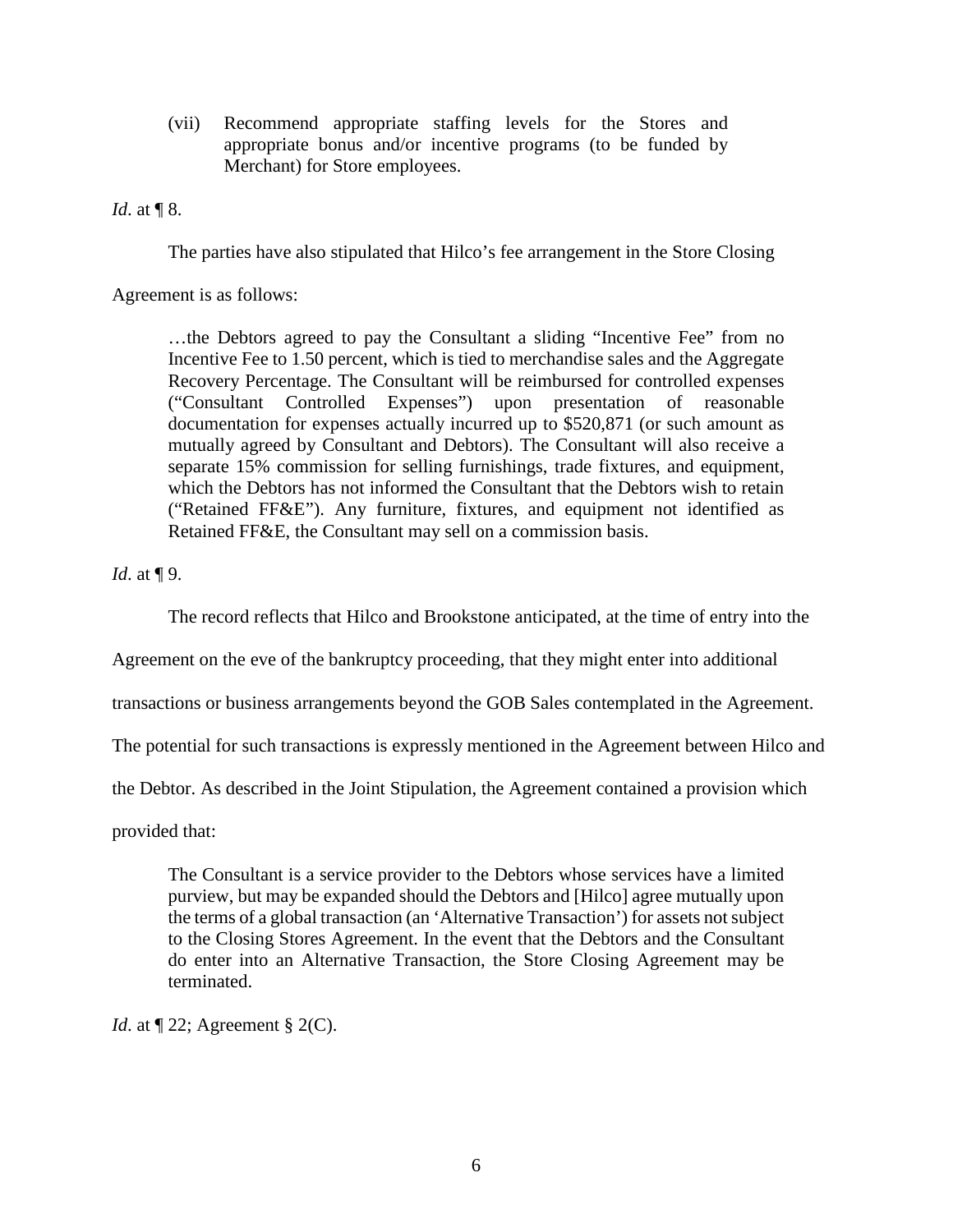> (vii) Recommend appropriate staffing levels for the Stores and appropriate bonus and/or incentive programs (to be funded by Merchant) for Store employees.

*Id.* at ¶ 8.

The parties have also stipulated that Hilco's fee arrangement in the Store Closing Agreement is as follows:

> …the Debtors agreed to pay the Consultant a sliding "Incentive Fee" from no Incentive Fee to 1.50 percent, which is tied to merchandise sales and the Aggregate Recovery Percentage. The Consultant will be reimbursed for controlled expenses ("Consultant Controlled Expenses") upon presentation of reasonable documentation for expenses actually incurred up to $520,871 (or such amount as mutually agreed by Consultant and Debtors). The Consultant will also receive a separate 15% commission for selling furnishings, trade fixtures, and equipment, which the Debtors has not informed the Consultant that the Debtors wish to retain ("Retained FF&E"). Any furniture, fixtures, and equipment not identified as Retained FF&E, the Consultant may sell on a commission basis.

*Id.* at ¶ 9.

The record reflects that Hilco and Brookstone anticipated, at the time of entry into the Agreement on the eve of the bankruptcy proceeding, that they might enter into additional transactions or business arrangements beyond the GOB Sales contemplated in the Agreement. The potential for such transactions is expressly mentioned in the Agreement between Hilco and the Debtor. As described in the Joint Stipulation, the Agreement contained a provision which provided that:

> The Consultant is a service provider to the Debtors whose services have a limited purview, but may be expanded should the Debtors and [Hilco] agree mutually upon the terms of a global transaction (an 'Alternative Transaction') for assets not subject to the Closing Stores Agreement. In the event that the Debtors and the Consultant do enter into an Alternative Transaction, the Store Closing Agreement may be terminated.

*Id.* at ¶ 22; Agreement § 2(C).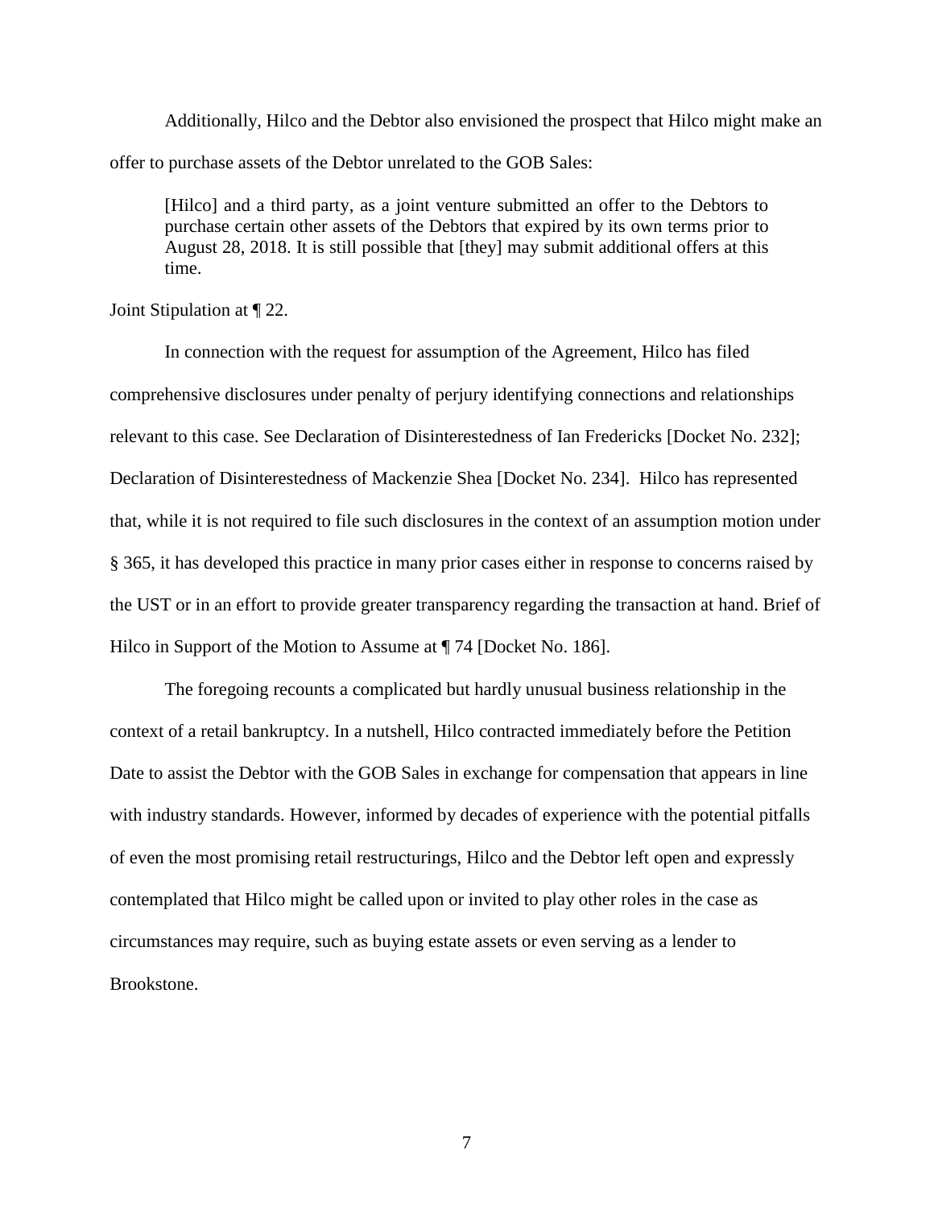Additionally, Hilco and the Debtor also envisioned the prospect that Hilco might make an offer to purchase assets of the Debtor unrelated to the GOB Sales:

> [Hilco] and a third party, as a joint venture submitted an offer to the Debtors to purchase certain other assets of the Debtors that expired by its own terms prior to August 28, 2018. It is still possible that [they] may submit additional offers at this time.

Joint Stipulation at ¶ 22.

In connection with the request for assumption of the Agreement, Hilco has filed comprehensive disclosures under penalty of perjury identifying connections and relationships relevant to this case. See Declaration of Disinterestedness of Ian Fredericks [Docket No. 232]; Declaration of Disinterestedness of Mackenzie Shea [Docket No. 234]. Hilco has represented that, while it is not required to file such disclosures in the context of an assumption motion under § 365, it has developed this practice in many prior cases either in response to concerns raised by the UST or in an effort to provide greater transparency regarding the transaction at hand. Brief of Hilco in Support of the Motion to Assume at ¶ 74 [Docket No. 186].

The foregoing recounts a complicated but hardly unusual business relationship in the context of a retail bankruptcy. In a nutshell, Hilco contracted immediately before the Petition Date to assist the Debtor with the GOB Sales in exchange for compensation that appears in line with industry standards. However, informed by decades of experience with the potential pitfalls of even the most promising retail restructurings, Hilco and the Debtor left open and expressly contemplated that Hilco might be called upon or invited to play other roles in the case as circumstances may require, such as buying estate assets or even serving as a lender to Brookstone.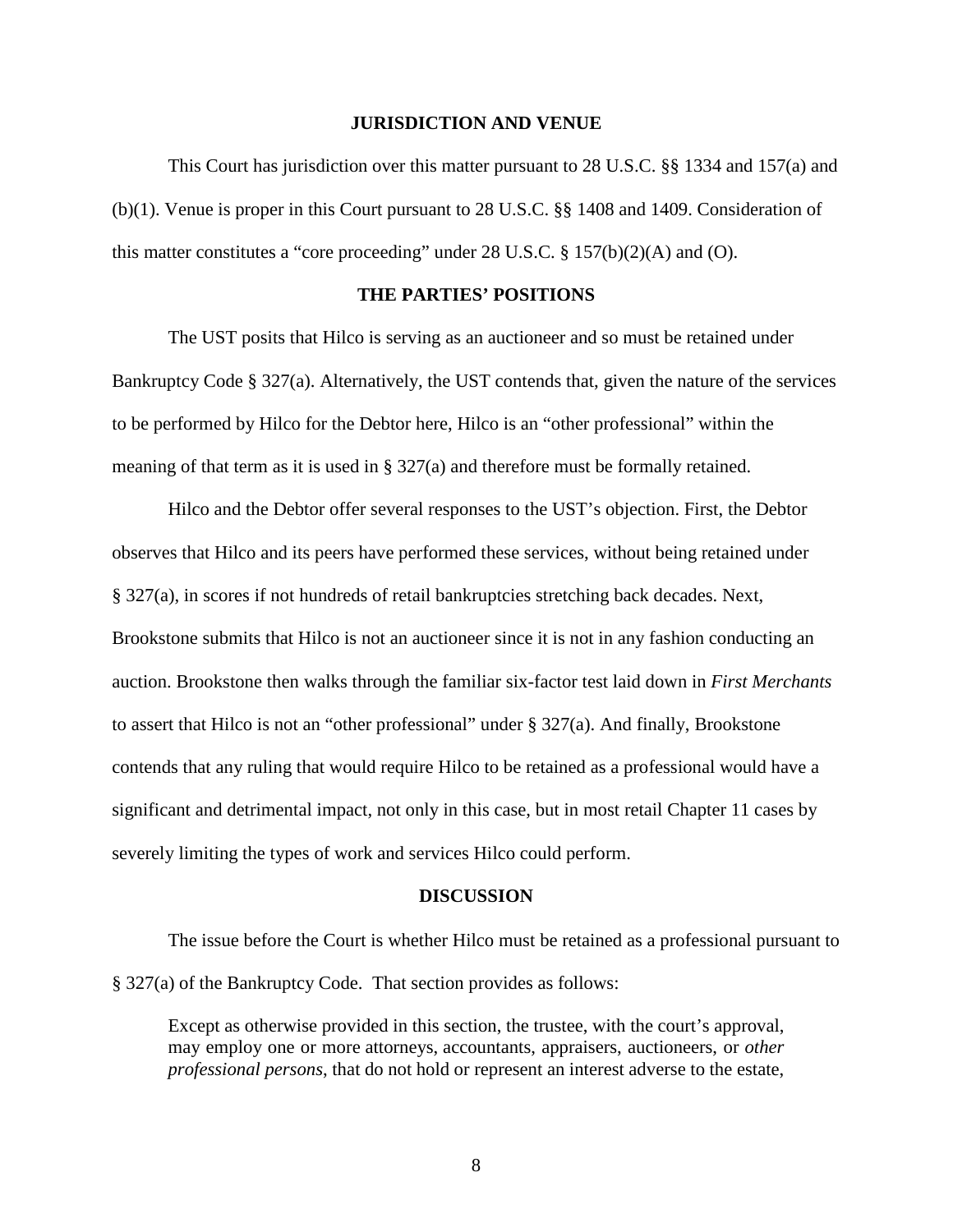## JURISDICTION AND VENUE

This Court has jurisdiction over this matter pursuant to 28 U.S.C. §§ 1334 and 157(a) and (b)(1). Venue is proper in this Court pursuant to 28 U.S.C. §§ 1408 and 1409. Consideration of this matter constitutes a "core proceeding" under 28 U.S.C. § 157(b)(2)(A) and (O).

## THE PARTIES' POSITIONS

The UST posits that Hilco is serving as an auctioneer and so must be retained under Bankruptcy Code § 327(a). Alternatively, the UST contends that, given the nature of the services to be performed by Hilco for the Debtor here, Hilco is an "other professional" within the meaning of that term as it is used in § 327(a) and therefore must be formally retained.

Hilco and the Debtor offer several responses to the UST's objection. First, the Debtor observes that Hilco and its peers have performed these services, without being retained under § 327(a), in scores if not hundreds of retail bankruptcies stretching back decades. Next, Brookstone submits that Hilco is not an auctioneer since it is not in any fashion conducting an auction. Brookstone then walks through the familiar six-factor test laid down in *First Merchants* to assert that Hilco is not an "other professional" under § 327(a). And finally, Brookstone contends that any ruling that would require Hilco to be retained as a professional would have a significant and detrimental impact, not only in this case, but in most retail Chapter 11 cases by severely limiting the types of work and services Hilco could perform.

## DISCUSSION

The issue before the Court is whether Hilco must be retained as a professional pursuant to § 327(a) of the Bankruptcy Code. That section provides as follows:

> Except as otherwise provided in this section, the trustee, with the court's approval, may employ one or more attorneys, accountants, appraisers, auctioneers, or *other professional persons*, that do not hold or represent an interest adverse to the estate,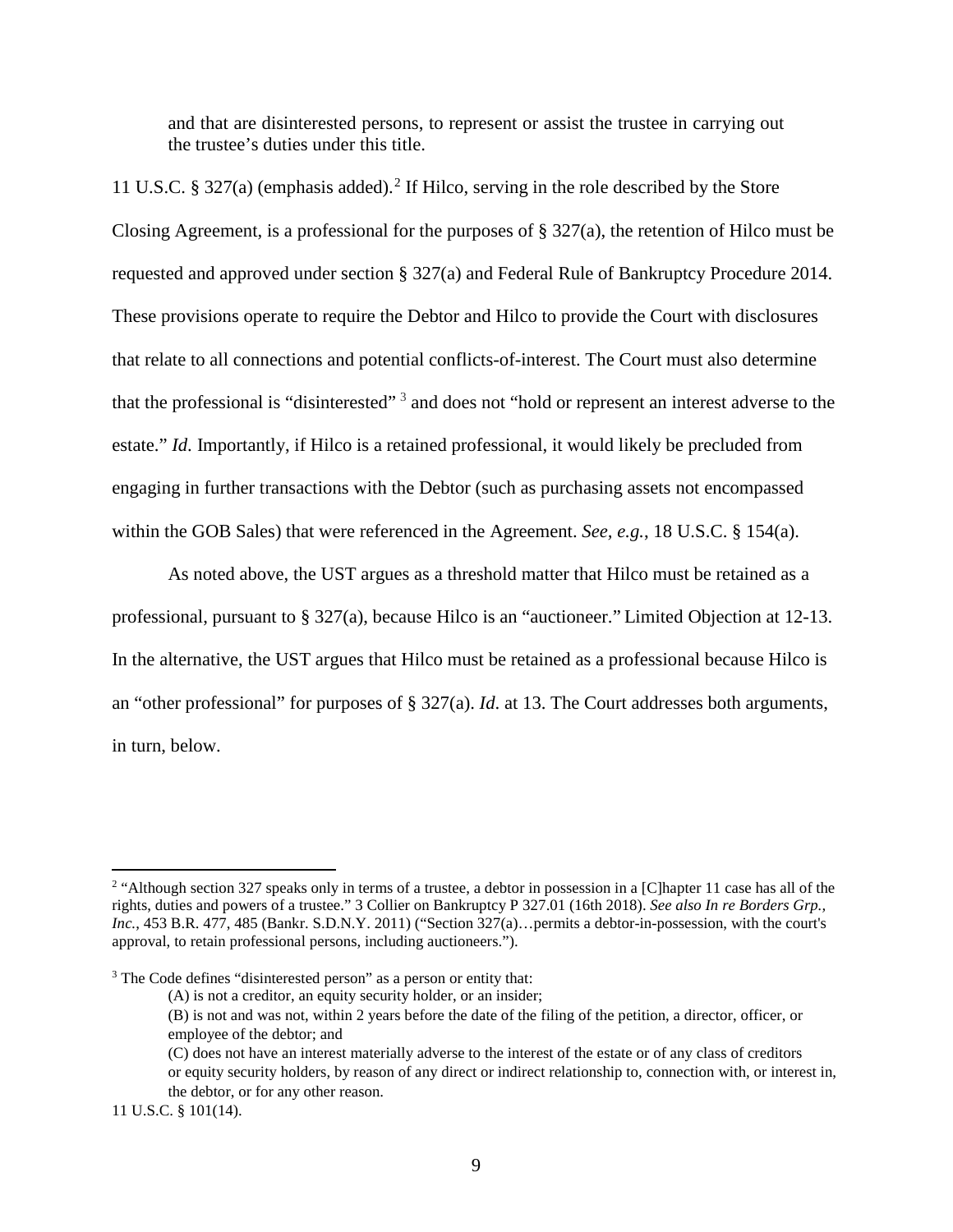and that are disinterested persons, to represent or assist the trustee in carrying out the trustee's duties under this title.

11 U.S.C. § 327(a) (emphasis added).[2] If Hilco, serving in the role described by the Store Closing Agreement, is a professional for the purposes of § 327(a), the retention of Hilco must be requested and approved under section § 327(a) and Federal Rule of Bankruptcy Procedure 2014. These provisions operate to require the Debtor and Hilco to provide the Court with disclosures that relate to all connections and potential conflicts-of-interest. The Court must also determine that the professional is "disinterested"[3] and does not "hold or represent an interest adverse to the estate." *Id.* Importantly, if Hilco is a retained professional, it would likely be precluded from engaging in further transactions with the Debtor (such as purchasing assets not encompassed within the GOB Sales) that were referenced in the Agreement. *See, e.g.*, 18 U.S.C. § 154(a).

As noted above, the UST argues as a threshold matter that Hilco must be retained as a professional, pursuant to § 327(a), because Hilco is an "auctioneer." Limited Objection at 12-13. In the alternative, the UST argues that Hilco must be retained as a professional because Hilco is an "other professional" for purposes of § 327(a). *Id.* at 13. The Court addresses both arguments, in turn, below.

---

[2] "Although section 327 speaks only in terms of a trustee, a debtor in possession in a [C]hapter 11 case has all of the rights, duties and powers of a trustee." 3 Collier on Bankruptcy P 327.01 (16th 2018). *See also In re Borders Grp., Inc.*, 453 B.R. 477, 485 (Bankr. S.D.N.Y. 2011) ("Section 327(a)…permits a debtor-in-possession, with the court's approval, to retain professional persons, including auctioneers.").

[3] The Code defines "disinterested person" as a person or entity that:

> (A) is not a creditor, an equity security holder, or an insider;
>
> (B) is not and was not, within 2 years before the date of the filing of the petition, a director, officer, or employee of the debtor; and
>
> (C) does not have an interest materially adverse to the interest of the estate or of any class of creditors or equity security holders, by reason of any direct or indirect relationship to, connection with, or interest in, the debtor, or for any other reason.

11 U.S.C. § 101(14).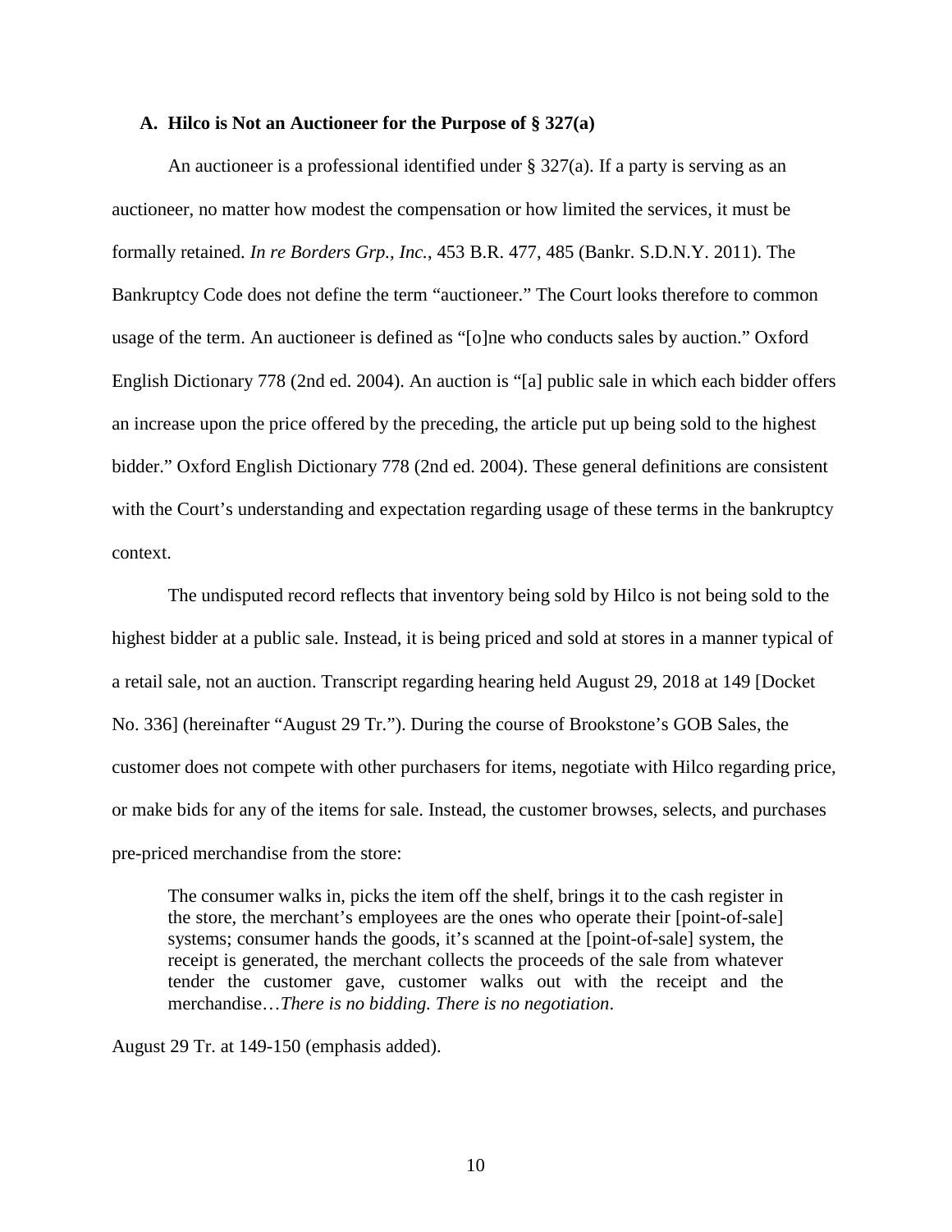### A. Hilco is Not an Auctioneer for the Purpose of § 327(a)

An auctioneer is a professional identified under § 327(a). If a party is serving as an auctioneer, no matter how modest the compensation or how limited the services, it must be formally retained. *In re Borders Grp., Inc.*, 453 B.R. 477, 485 (Bankr. S.D.N.Y. 2011). The Bankruptcy Code does not define the term "auctioneer." The Court looks therefore to common usage of the term. An auctioneer is defined as "[o]ne who conducts sales by auction." Oxford English Dictionary 778 (2nd ed. 2004). An auction is "[a] public sale in which each bidder offers an increase upon the price offered by the preceding, the article put up being sold to the highest bidder." Oxford English Dictionary 778 (2nd ed. 2004). These general definitions are consistent with the Court's understanding and expectation regarding usage of these terms in the bankruptcy context.

The undisputed record reflects that inventory being sold by Hilco is not being sold to the highest bidder at a public sale. Instead, it is being priced and sold at stores in a manner typical of a retail sale, not an auction. Transcript regarding hearing held August 29, 2018 at 149 [Docket No. 336] (hereinafter "August 29 Tr."). During the course of Brookstone's GOB Sales, the customer does not compete with other purchasers for items, negotiate with Hilco regarding price, or make bids for any of the items for sale. Instead, the customer browses, selects, and purchases pre-priced merchandise from the store:

> The consumer walks in, picks the item off the shelf, brings it to the cash register in the store, the merchant's employees are the ones who operate their [point-of-sale] systems; consumer hands the goods, it's scanned at the [point-of-sale] system, the receipt is generated, the merchant collects the proceeds of the sale from whatever tender the customer gave, customer walks out with the receipt and the merchandise…*There is no bidding. There is no negotiation*.

August 29 Tr. at 149-150 (emphasis added).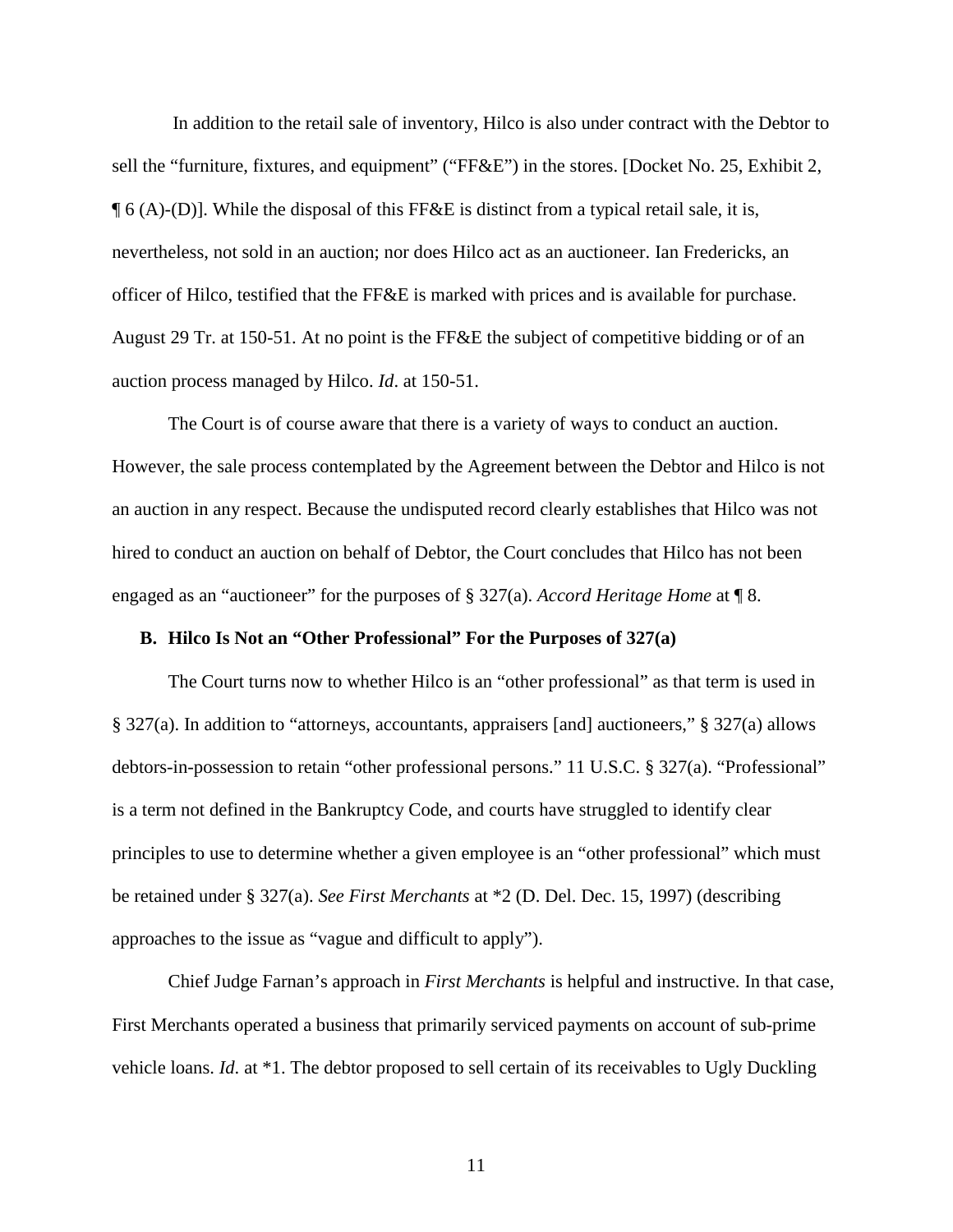In addition to the retail sale of inventory, Hilco is also under contract with the Debtor to sell the "furniture, fixtures, and equipment" ("FF&E") in the stores. [Docket No. 25, Exhibit 2, ¶ 6 (A)-(D)]. While the disposal of this FF&E is distinct from a typical retail sale, it is, nevertheless, not sold in an auction; nor does Hilco act as an auctioneer. Ian Fredericks, an officer of Hilco, testified that the FF&E is marked with prices and is available for purchase. August 29 Tr. at 150-51. At no point is the FF&E the subject of competitive bidding or of an auction process managed by Hilco. *Id*. at 150-51.

The Court is of course aware that there is a variety of ways to conduct an auction. However, the sale process contemplated by the Agreement between the Debtor and Hilco is not an auction in any respect. Because the undisputed record clearly establishes that Hilco was not hired to conduct an auction on behalf of Debtor, the Court concludes that Hilco has not been engaged as an "auctioneer" for the purposes of § 327(a). *Accord Heritage Home* at ¶ 8.

### B. Hilco Is Not an "Other Professional" For the Purposes of 327(a)

The Court turns now to whether Hilco is an "other professional" as that term is used in § 327(a). In addition to "attorneys, accountants, appraisers [and] auctioneers," § 327(a) allows debtors-in-possession to retain "other professional persons." 11 U.S.C. § 327(a). "Professional" is a term not defined in the Bankruptcy Code, and courts have struggled to identify clear principles to use to determine whether a given employee is an "other professional" which must be retained under § 327(a). *See First Merchants* at *2 (D. Del. Dec. 15, 1997) (describing approaches to the issue as "vague and difficult to apply").

Chief Judge Farnan's approach in *First Merchants* is helpful and instructive. In that case, First Merchants operated a business that primarily serviced payments on account of sub-prime vehicle loans. *Id*. at *1. The debtor proposed to sell certain of its receivables to Ugly Duckling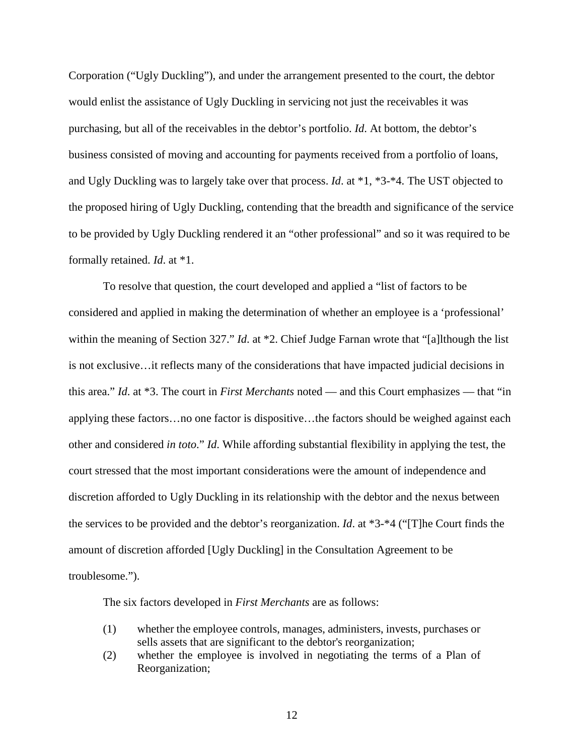Corporation ("Ugly Duckling"), and under the arrangement presented to the court, the debtor would enlist the assistance of Ugly Duckling in servicing not just the receivables it was purchasing, but all of the receivables in the debtor's portfolio. *Id*. At bottom, the debtor's business consisted of moving and accounting for payments received from a portfolio of loans, and Ugly Duckling was to largely take over that process. *Id*. at *1, *3-*4. The UST objected to the proposed hiring of Ugly Duckling, contending that the breadth and significance of the service to be provided by Ugly Duckling rendered it an "other professional" and so it was required to be formally retained. *Id*. at *1.

To resolve that question, the court developed and applied a "list of factors to be considered and applied in making the determination of whether an employee is a 'professional' within the meaning of Section 327." *Id*. at *2. Chief Judge Farnan wrote that "[a]lthough the list is not exclusive…it reflects many of the considerations that have impacted judicial decisions in this area." *Id*. at *3. The court in *First Merchants* noted — and this Court emphasizes — that "in applying these factors…no one factor is dispositive…the factors should be weighed against each other and considered *in toto*." *Id*. While affording substantial flexibility in applying the test, the court stressed that the most important considerations were the amount of independence and discretion afforded to Ugly Duckling in its relationship with the debtor and the nexus between the services to be provided and the debtor's reorganization. *Id*. at *3-*4 ("[T]he Court finds the amount of discretion afforded [Ugly Duckling] in the Consultation Agreement to be troublesome.").

The six factors developed in *First Merchants* are as follows:

(1) whether the employee controls, manages, administers, invests, purchases or sells assets that are significant to the debtor's reorganization;

(2) whether the employee is involved in negotiating the terms of a Plan of Reorganization;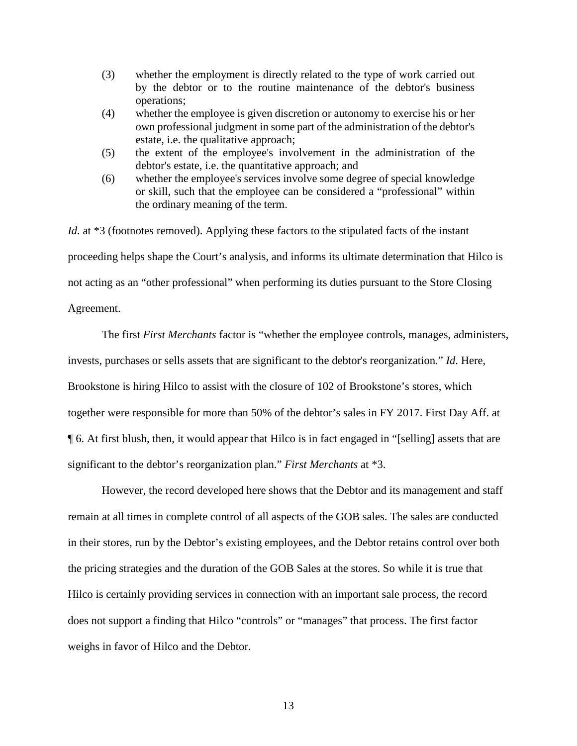(3) whether the employment is directly related to the type of work carried out by the debtor or to the routine maintenance of the debtor's business operations;

(4) whether the employee is given discretion or autonomy to exercise his or her own professional judgment in some part of the administration of the debtor's estate, i.e. the qualitative approach;

(5) the extent of the employee's involvement in the administration of the debtor's estate, i.e. the quantitative approach; and

(6) whether the employee's services involve some degree of special knowledge or skill, such that the employee can be considered a "professional" within the ordinary meaning of the term.

*Id.* at *3 (footnotes removed). Applying these factors to the stipulated facts of the instant proceeding helps shape the Court's analysis, and informs its ultimate determination that Hilco is not acting as an "other professional" when performing its duties pursuant to the Store Closing Agreement.

The first *First Merchants* factor is "whether the employee controls, manages, administers, invests, purchases or sells assets that are significant to the debtor's reorganization." *Id*. Here, Brookstone is hiring Hilco to assist with the closure of 102 of Brookstone's stores, which together were responsible for more than 50% of the debtor's sales in FY 2017. First Day Aff. at ¶ 6. At first blush, then, it would appear that Hilco is in fact engaged in "[selling] assets that are significant to the debtor's reorganization plan." *First Merchants* at *3.

However, the record developed here shows that the Debtor and its management and staff remain at all times in complete control of all aspects of the GOB sales. The sales are conducted in their stores, run by the Debtor's existing employees, and the Debtor retains control over both the pricing strategies and the duration of the GOB Sales at the stores. So while it is true that Hilco is certainly providing services in connection with an important sale process, the record does not support a finding that Hilco "controls" or "manages" that process. The first factor weighs in favor of Hilco and the Debtor.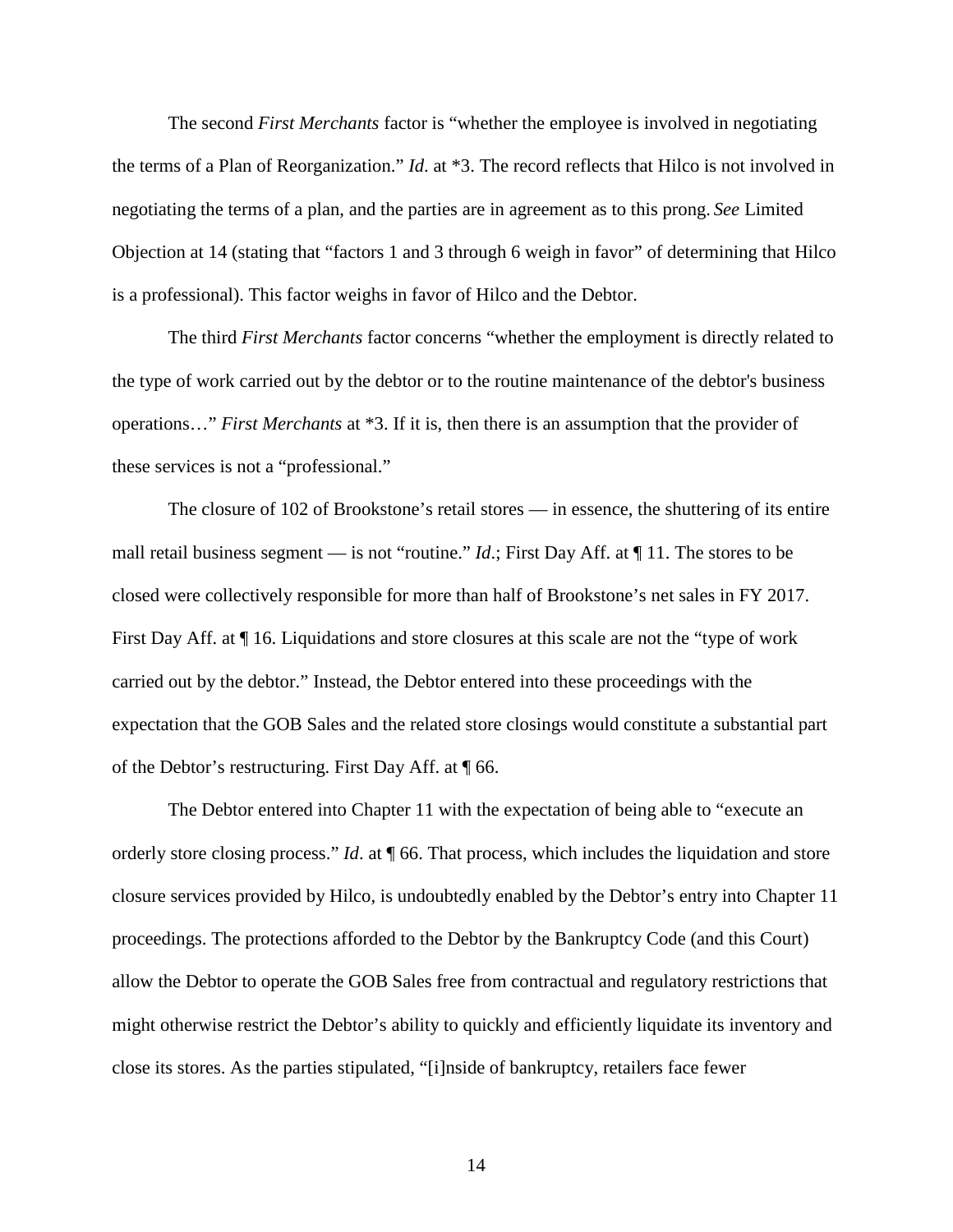The second *First Merchants* factor is "whether the employee is involved in negotiating the terms of a Plan of Reorganization." *Id.* at *3. The record reflects that Hilco is not involved in negotiating the terms of a plan, and the parties are in agreement as to this prong. *See* Limited Objection at 14 (stating that "factors 1 and 3 through 6 weigh in favor" of determining that Hilco is a professional). This factor weighs in favor of Hilco and the Debtor.

The third *First Merchants* factor concerns "whether the employment is directly related to the type of work carried out by the debtor or to the routine maintenance of the debtor's business operations…" *First Merchants* at *3. If it is, then there is an assumption that the provider of these services is not a "professional."

The closure of 102 of Brookstone's retail stores — in essence, the shuttering of its entire mall retail business segment — is not "routine." *Id*.; First Day Aff. at ¶ 11. The stores to be closed were collectively responsible for more than half of Brookstone's net sales in FY 2017. First Day Aff. at ¶ 16. Liquidations and store closures at this scale are not the "type of work carried out by the debtor." Instead, the Debtor entered into these proceedings with the expectation that the GOB Sales and the related store closings would constitute a substantial part of the Debtor's restructuring. First Day Aff. at ¶ 66.

The Debtor entered into Chapter 11 with the expectation of being able to "execute an orderly store closing process." *Id*. at ¶ 66. That process, which includes the liquidation and store closure services provided by Hilco, is undoubtedly enabled by the Debtor's entry into Chapter 11 proceedings. The protections afforded to the Debtor by the Bankruptcy Code (and this Court) allow the Debtor to operate the GOB Sales free from contractual and regulatory restrictions that might otherwise restrict the Debtor's ability to quickly and efficiently liquidate its inventory and close its stores. As the parties stipulated, "[i]nside of bankruptcy, retailers face fewer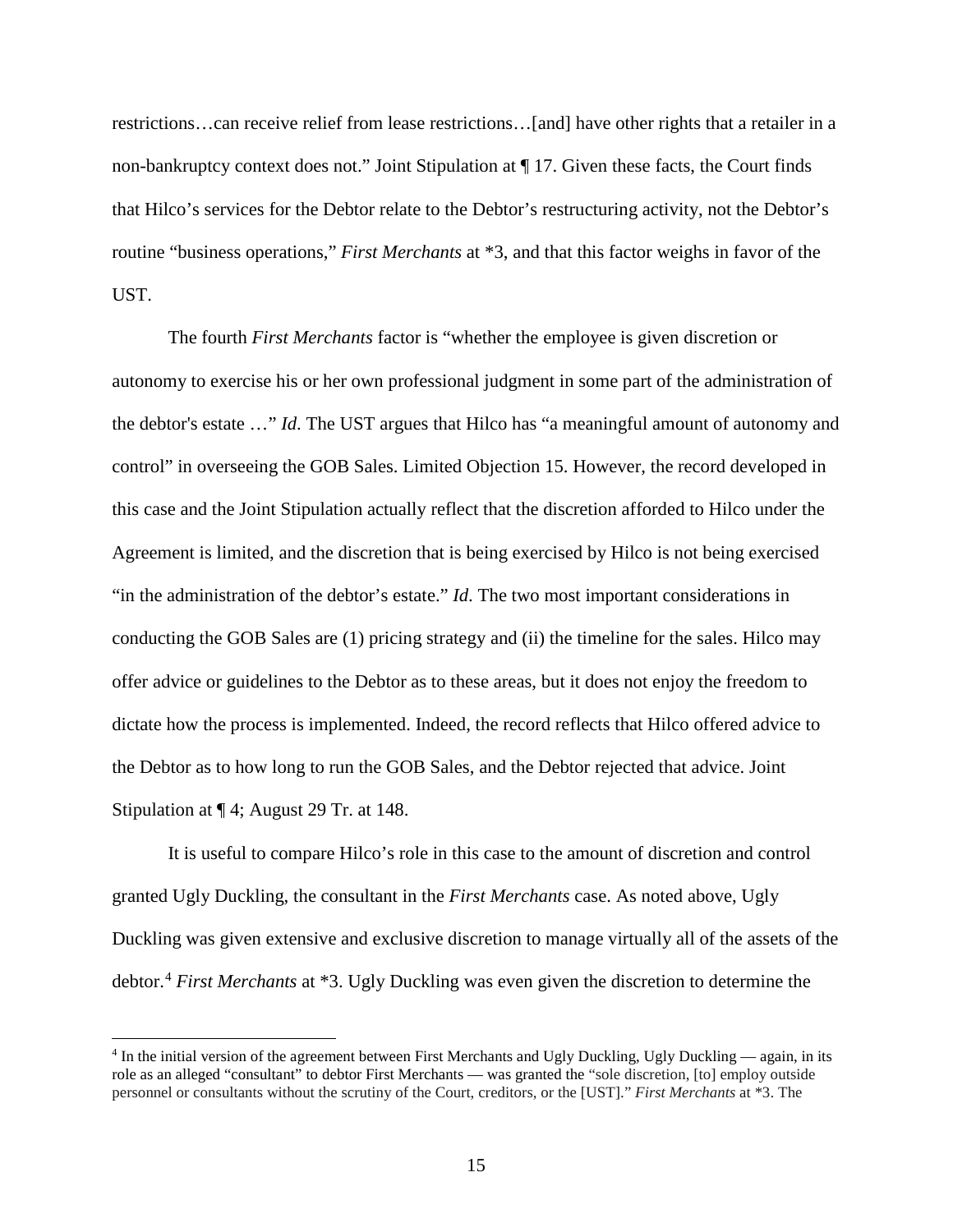restrictions…can receive relief from lease restrictions…[and] have other rights that a retailer in a non-bankruptcy context does not." Joint Stipulation at ¶ 17. Given these facts, the Court finds that Hilco's services for the Debtor relate to the Debtor's restructuring activity, not the Debtor's routine "business operations," *First Merchants* at *3, and that this factor weighs in favor of the UST.

The fourth *First Merchants* factor is "whether the employee is given discretion or autonomy to exercise his or her own professional judgment in some part of the administration of the debtor's estate …" *Id*. The UST argues that Hilco has "a meaningful amount of autonomy and control" in overseeing the GOB Sales. Limited Objection 15. However, the record developed in this case and the Joint Stipulation actually reflect that the discretion afforded to Hilco under the Agreement is limited, and the discretion that is being exercised by Hilco is not being exercised "in the administration of the debtor's estate." *Id*. The two most important considerations in conducting the GOB Sales are (1) pricing strategy and (ii) the timeline for the sales. Hilco may offer advice or guidelines to the Debtor as to these areas, but it does not enjoy the freedom to dictate how the process is implemented. Indeed, the record reflects that Hilco offered advice to the Debtor as to how long to run the GOB Sales, and the Debtor rejected that advice. Joint Stipulation at ¶ 4; August 29 Tr. at 148.

It is useful to compare Hilco's role in this case to the amount of discretion and control granted Ugly Duckling, the consultant in the *First Merchants* case. As noted above, Ugly Duckling was given extensive and exclusive discretion to manage virtually all of the assets of the debtor.[4] *First Merchants* at *3. Ugly Duckling was even given the discretion to determine the

[4] In the initial version of the agreement between First Merchants and Ugly Duckling, Ugly Duckling — again, in its role as an alleged "consultant" to debtor First Merchants — was granted the "sole discretion, [to] employ outside personnel or consultants without the scrutiny of the Court, creditors, or the [UST]." *First Merchants* at *3. The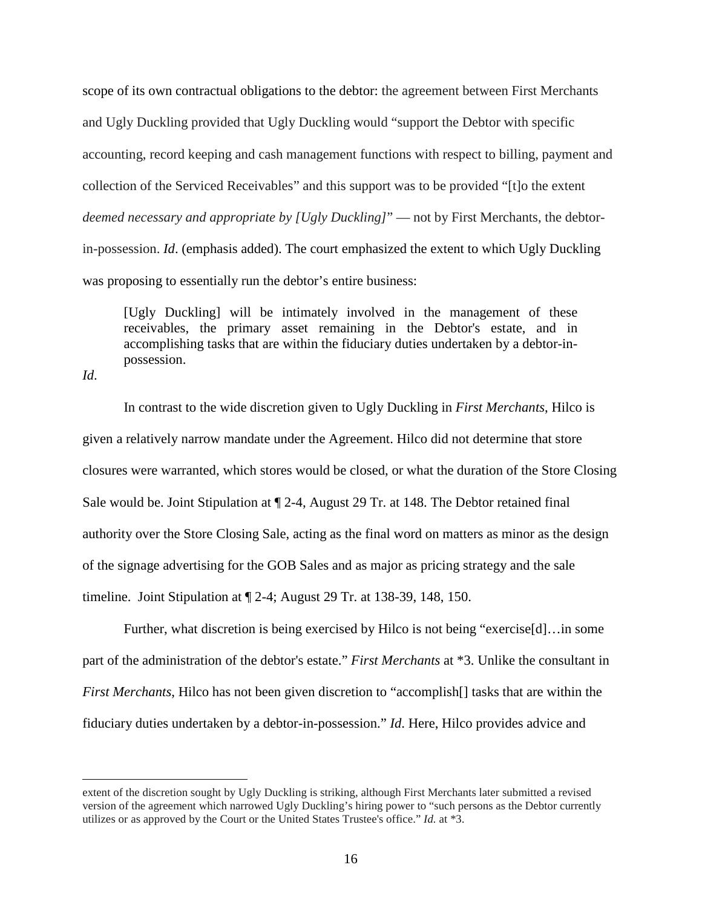scope of its own contractual obligations to the debtor: the agreement between First Merchants and Ugly Duckling provided that Ugly Duckling would "support the Debtor with specific accounting, record keeping and cash management functions with respect to billing, payment and collection of the Serviced Receivables" and this support was to be provided "[t]o the extent *deemed necessary and appropriate by [Ugly Duckling]*" — not by First Merchants, the debtor-in-possession. *Id*. (emphasis added). The court emphasized the extent to which Ugly Duckling was proposing to essentially run the debtor's entire business:

> [Ugly Duckling] will be intimately involved in the management of these receivables, the primary asset remaining in the Debtor's estate, and in accomplishing tasks that are within the fiduciary duties undertaken by a debtor-in-possession.

*Id.*

In contrast to the wide discretion given to Ugly Duckling in *First Merchants*, Hilco is given a relatively narrow mandate under the Agreement. Hilco did not determine that store closures were warranted, which stores would be closed, or what the duration of the Store Closing Sale would be. Joint Stipulation at ¶ 2-4, August 29 Tr. at 148. The Debtor retained final authority over the Store Closing Sale, acting as the final word on matters as minor as the design of the signage advertising for the GOB Sales and as major as pricing strategy and the sale timeline. Joint Stipulation at ¶ 2-4; August 29 Tr. at 138-39, 148, 150.

Further, what discretion is being exercised by Hilco is not being "exercise[d]…in some part of the administration of the debtor's estate." *First Merchants* at *3. Unlike the consultant in *First Merchants*, Hilco has not been given discretion to "accomplish[] tasks that are within the fiduciary duties undertaken by a debtor-in-possession." *Id*. Here, Hilco provides advice and

---

extent of the discretion sought by Ugly Duckling is striking, although First Merchants later submitted a revised version of the agreement which narrowed Ugly Duckling's hiring power to "such persons as the Debtor currently utilizes or as approved by the Court or the United States Trustee's office." *Id.* at *3.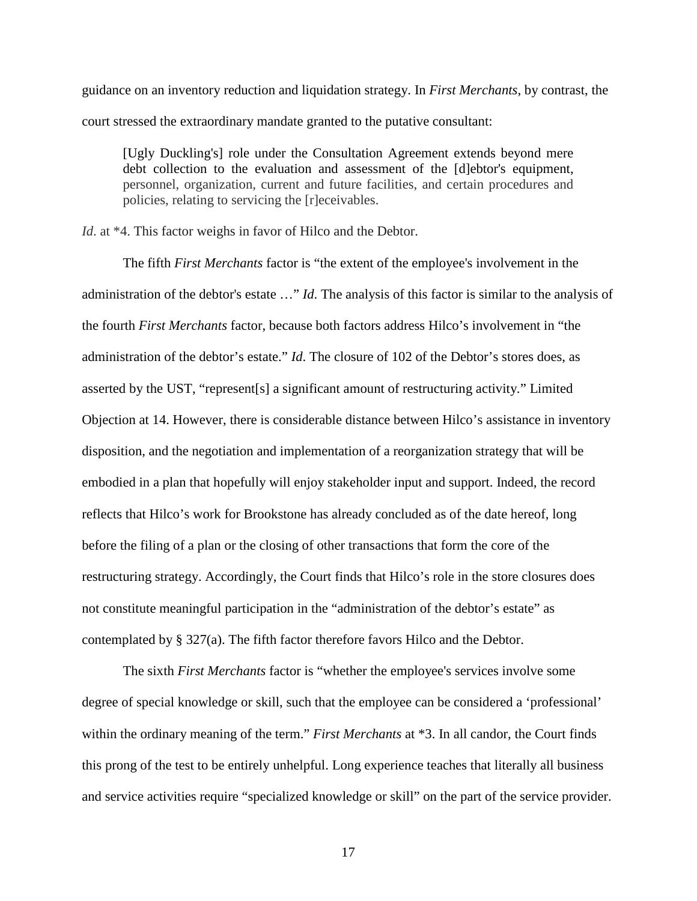guidance on an inventory reduction and liquidation strategy. In *First Merchants*, by contrast, the court stressed the extraordinary mandate granted to the putative consultant:

> [Ugly Duckling's] role under the Consultation Agreement extends beyond mere debt collection to the evaluation and assessment of the [d]ebtor's equipment, personnel, organization, current and future facilities, and certain procedures and policies, relating to servicing the [r]eceivables.

*Id*. at *4. This factor weighs in favor of Hilco and the Debtor.

The fifth *First Merchants* factor is "the extent of the employee's involvement in the administration of the debtor's estate …" *Id*. The analysis of this factor is similar to the analysis of the fourth *First Merchants* factor, because both factors address Hilco's involvement in "the administration of the debtor's estate." *Id*. The closure of 102 of the Debtor's stores does, as asserted by the UST, "represent[s] a significant amount of restructuring activity." Limited Objection at 14. However, there is considerable distance between Hilco's assistance in inventory disposition, and the negotiation and implementation of a reorganization strategy that will be embodied in a plan that hopefully will enjoy stakeholder input and support. Indeed, the record reflects that Hilco's work for Brookstone has already concluded as of the date hereof, long before the filing of a plan or the closing of other transactions that form the core of the restructuring strategy. Accordingly, the Court finds that Hilco's role in the store closures does not constitute meaningful participation in the "administration of the debtor's estate" as contemplated by § 327(a). The fifth factor therefore favors Hilco and the Debtor.

The sixth *First Merchants* factor is "whether the employee's services involve some degree of special knowledge or skill, such that the employee can be considered a 'professional' within the ordinary meaning of the term." *First Merchants* at *3. In all candor, the Court finds this prong of the test to be entirely unhelpful. Long experience teaches that literally all business and service activities require "specialized knowledge or skill" on the part of the service provider.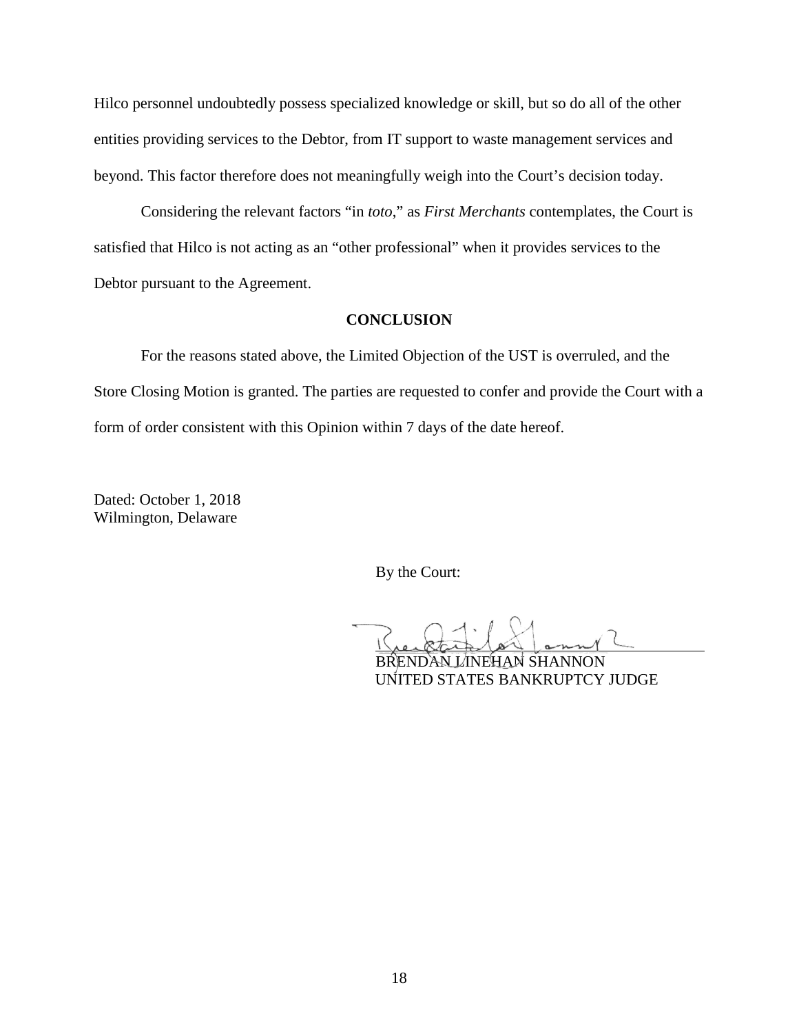Hilco personnel undoubtedly possess specialized knowledge or skill, but so do all of the other entities providing services to the Debtor, from IT support to waste management services and beyond. This factor therefore does not meaningfully weigh into the Court's decision today.

Considering the relevant factors "in *toto*," as *First Merchants* contemplates, the Court is satisfied that Hilco is not acting as an "other professional" when it provides services to the Debtor pursuant to the Agreement.

**CONCLUSION**

For the reasons stated above, the Limited Objection of the UST is overruled, and the Store Closing Motion is granted. The parties are requested to confer and provide the Court with a form of order consistent with this Opinion within 7 days of the date hereof.

Dated: October 1, 2018
Wilmington, Delaware

By the Court:

BRENDAN LINEHAN SHANNON
UNITED STATES BANKRUPTCY JUDGE